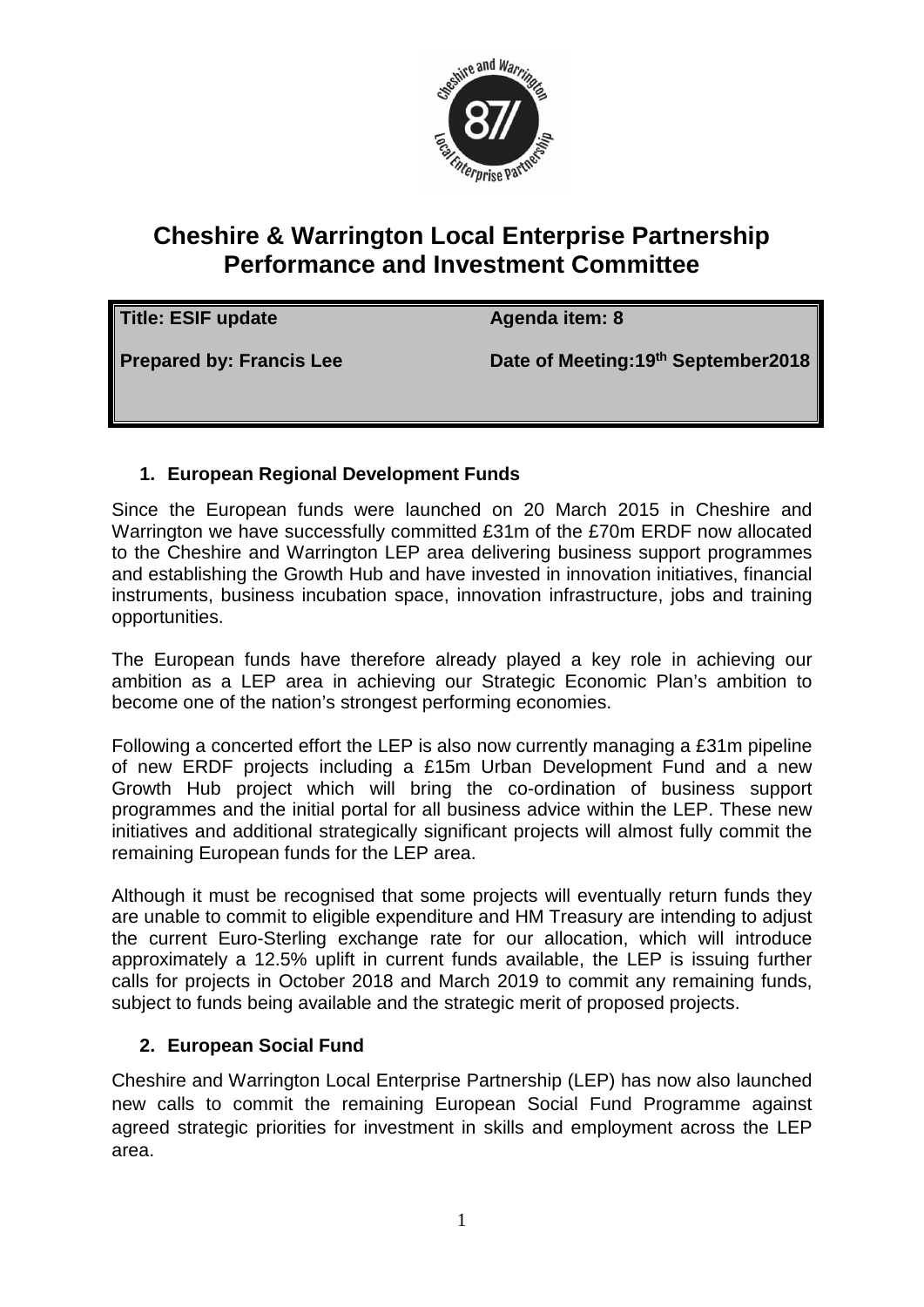# Cheshire & Warrington Local Enterprise Partnership Performance and Investment Committee

| **Title: ESIF update** | **Agenda item: 8** |
|---|---|
| **Prepared by: Francis Lee** | **Date of Meeting:19th September2018** |

## 1. European Regional Development Funds

Since the European funds were launched on 20 March 2015 in Cheshire and Warrington we have successfully committed £31m of the £70m ERDF now allocated to the Cheshire and Warrington LEP area delivering business support programmes and establishing the Growth Hub and have invested in innovation initiatives, financial instruments, business incubation space, innovation infrastructure, jobs and training opportunities.

The European funds have therefore already played a key role in achieving our ambition as a LEP area in achieving our Strategic Economic Plan's ambition to become one of the nation's strongest performing economies.

Following a concerted effort the LEP is also now currently managing a £31m pipeline of new ERDF projects including a £15m Urban Development Fund and a new Growth Hub project which will bring the co-ordination of business support programmes and the initial portal for all business advice within the LEP. These new initiatives and additional strategically significant projects will almost fully commit the remaining European funds for the LEP area.

Although it must be recognised that some projects will eventually return funds they are unable to commit to eligible expenditure and HM Treasury are intending to adjust the current Euro-Sterling exchange rate for our allocation, which will introduce approximately a 12.5% uplift in current funds available, the LEP is issuing further calls for projects in October 2018 and March 2019 to commit any remaining funds, subject to funds being available and the strategic merit of proposed projects.

## 2. European Social Fund

Cheshire and Warrington Local Enterprise Partnership (LEP) has now also launched new calls to commit the remaining European Social Fund Programme against agreed strategic priorities for investment in skills and employment across the LEP area.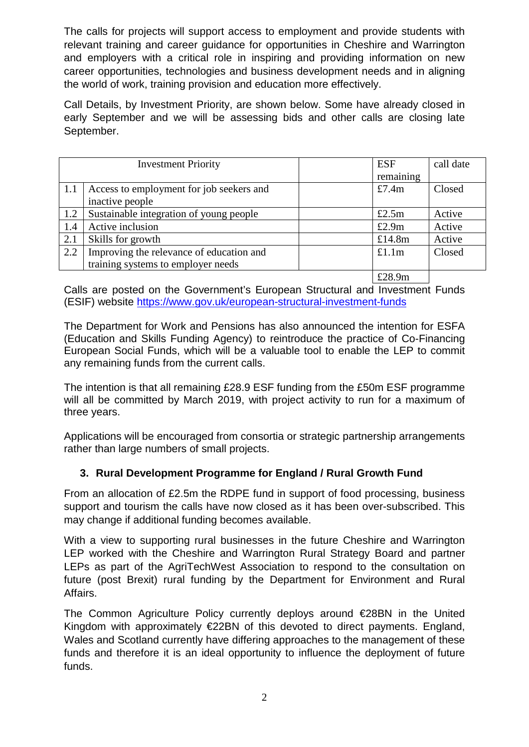The calls for projects will support access to employment and provide students with relevant training and career guidance for opportunities in Cheshire and Warrington and employers with a critical role in inspiring and providing information on new career opportunities, technologies and business development needs and in aligning the world of work, training provision and education more effectively.

Call Details, by Investment Priority, are shown below. Some have already closed in early September and we will be assessing bids and other calls are closing late September.

| Investment Priority | | | ESF remaining | call date |
|---|---|---|---|---|
| 1.1 | Access to employment for job seekers and inactive people | | £7.4m | Closed |
| 1.2 | Sustainable integration of young people | | £2.5m | Active |
| 1.4 | Active inclusion | | £2.9m | Active |
| 2.1 | Skills for growth | | £14.8m | Active |
| 2.2 | Improving the relevance of education and training systems to employer needs | | £1.1m | Closed |
| | | | £28.9m | |

Calls are posted on the Government's European Structural and Investment Funds (ESIF) website https://www.gov.uk/european-structural-investment-funds

The Department for Work and Pensions has also announced the intention for ESFA (Education and Skills Funding Agency) to reintroduce the practice of Co-Financing European Social Funds, which will be a valuable tool to enable the LEP to commit any remaining funds from the current calls.

The intention is that all remaining £28.9 ESF funding from the £50m ESF programme will all be committed by March 2019, with project activity to run for a maximum of three years.

Applications will be encouraged from consortia or strategic partnership arrangements rather than large numbers of small projects.

## 3. Rural Development Programme for England / Rural Growth Fund

From an allocation of £2.5m the RDPE fund in support of food processing, business support and tourism the calls have now closed as it has been over-subscribed. This may change if additional funding becomes available.

With a view to supporting rural businesses in the future Cheshire and Warrington LEP worked with the Cheshire and Warrington Rural Strategy Board and partner LEPs as part of the AgriTechWest Association to respond to the consultation on future (post Brexit) rural funding by the Department for Environment and Rural Affairs.

The Common Agriculture Policy currently deploys around €28BN in the United Kingdom with approximately €22BN of this devoted to direct payments. England, Wales and Scotland currently have differing approaches to the management of these funds and therefore it is an ideal opportunity to influence the deployment of future funds.